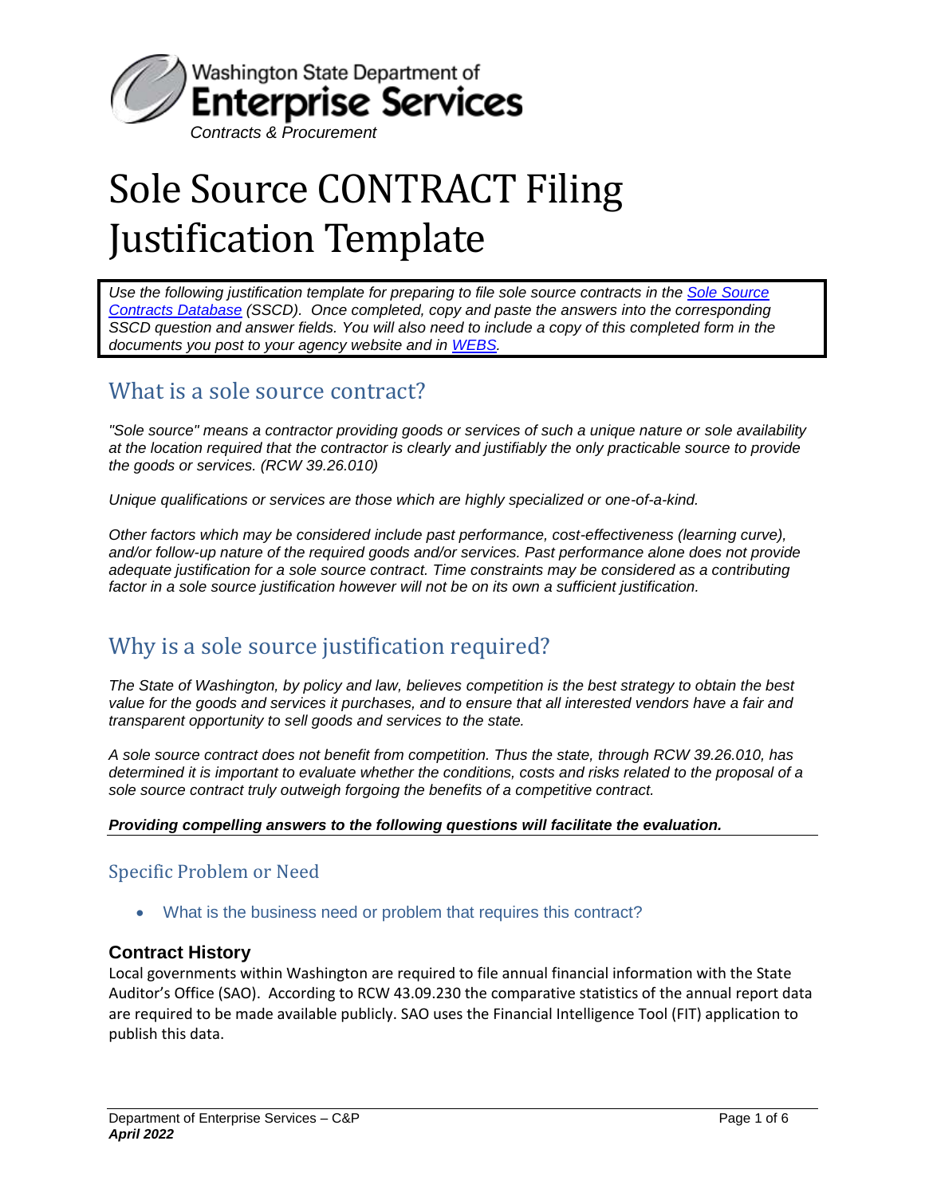Washington State Department of
**Enterprise Services**
*Contracts & Procurement*

# Sole Source CONTRACT Filing Justification Template

*Use the following justification template for preparing to file sole source contracts in the [Sole Source Contracts Database](#) (SSCD). Once completed, copy and paste the answers into the corresponding SSCD question and answer fields. You will also need to include a copy of this completed form in the documents you post to your agency website and in [WEBS](#).*

## What is a sole source contract?

*"Sole source" means a contractor providing goods or services of such a unique nature or sole availability at the location required that the contractor is clearly and justifiably the only practicable source to provide the goods or services. (RCW 39.26.010)*

*Unique qualifications or services are those which are highly specialized or one-of-a-kind.*

*Other factors which may be considered include past performance, cost-effectiveness (learning curve), and/or follow-up nature of the required goods and/or services. Past performance alone does not provide adequate justification for a sole source contract. Time constraints may be considered as a contributing factor in a sole source justification however will not be on its own a sufficient justification.*

## Why is a sole source justification required?

*The State of Washington, by policy and law, believes competition is the best strategy to obtain the best value for the goods and services it purchases, and to ensure that all interested vendors have a fair and transparent opportunity to sell goods and services to the state.*

*A sole source contract does not benefit from competition. Thus the state, through RCW 39.26.010, has determined it is important to evaluate whether the conditions, costs and risks related to the proposal of a sole source contract truly outweigh forgoing the benefits of a competitive contract.*

***Providing compelling answers to the following questions will facilitate the evaluation.***

### Specific Problem or Need

- What is the business need or problem that requires this contract?

#### Contract History

Local governments within Washington are required to file annual financial information with the State Auditor's Office (SAO). According to RCW 43.09.230 the comparative statistics of the annual report data are required to be made available publicly. SAO uses the Financial Intelligence Tool (FIT) application to publish this data.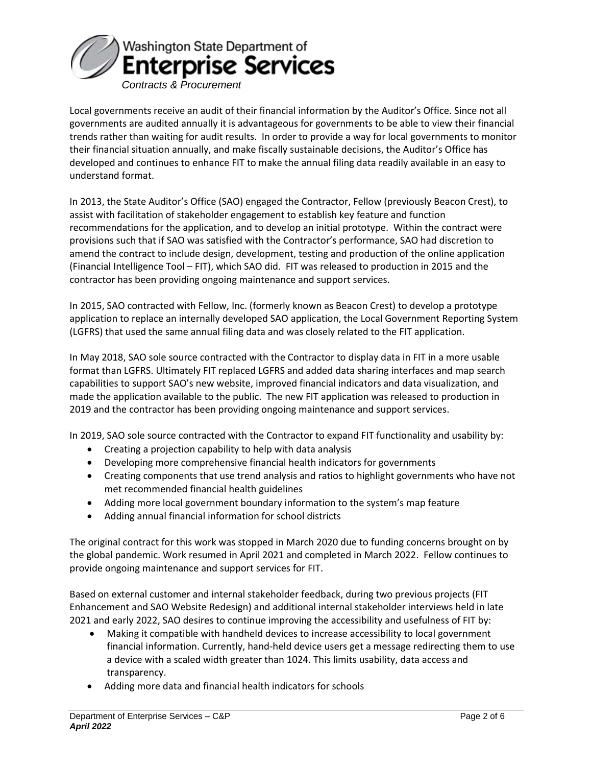Local governments receive an audit of their financial information by the Auditor's Office. Since not all governments are audited annually it is advantageous for governments to be able to view their financial trends rather than waiting for audit results. In order to provide a way for local governments to monitor their financial situation annually, and make fiscally sustainable decisions, the Auditor's Office has developed and continues to enhance FIT to make the annual filing data readily available in an easy to understand format.

In 2013, the State Auditor's Office (SAO) engaged the Contractor, Fellow (previously Beacon Crest), to assist with facilitation of stakeholder engagement to establish key feature and function recommendations for the application, and to develop an initial prototype. Within the contract were provisions such that if SAO was satisfied with the Contractor's performance, SAO had discretion to amend the contract to include design, development, testing and production of the online application (Financial Intelligence Tool – FIT), which SAO did. FIT was released to production in 2015 and the contractor has been providing ongoing maintenance and support services.

In 2015, SAO contracted with Fellow, Inc. (formerly known as Beacon Crest) to develop a prototype application to replace an internally developed SAO application, the Local Government Reporting System (LGFRS) that used the same annual filing data and was closely related to the FIT application.

In May 2018, SAO sole source contracted with the Contractor to display data in FIT in a more usable format than LGFRS. Ultimately FIT replaced LGFRS and added data sharing interfaces and map search capabilities to support SAO's new website, improved financial indicators and data visualization, and made the application available to the public. The new FIT application was released to production in 2019 and the contractor has been providing ongoing maintenance and support services.

In 2019, SAO sole source contracted with the Contractor to expand FIT functionality and usability by:

- Creating a projection capability to help with data analysis
- Developing more comprehensive financial health indicators for governments
- Creating components that use trend analysis and ratios to highlight governments who have not met recommended financial health guidelines
- Adding more local government boundary information to the system's map feature
- Adding annual financial information for school districts

The original contract for this work was stopped in March 2020 due to funding concerns brought on by the global pandemic. Work resumed in April 2021 and completed in March 2022. Fellow continues to provide ongoing maintenance and support services for FIT.

Based on external customer and internal stakeholder feedback, during two previous projects (FIT Enhancement and SAO Website Redesign) and additional internal stakeholder interviews held in late 2021 and early 2022, SAO desires to continue improving the accessibility and usefulness of FIT by:

- Making it compatible with handheld devices to increase accessibility to local government financial information. Currently, hand-held device users get a message redirecting them to use a device with a scaled width greater than 1024. This limits usability, data access and transparency.
- Adding more data and financial health indicators for schools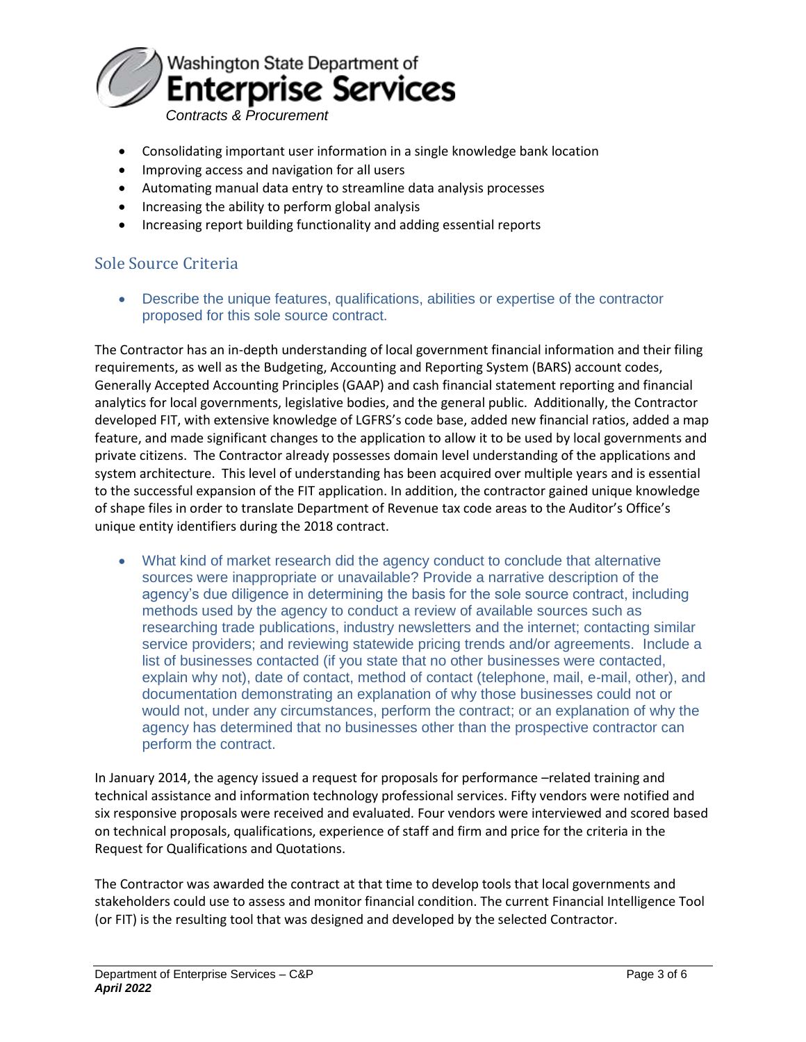- Consolidating important user information in a single knowledge bank location
- Improving access and navigation for all users
- Automating manual data entry to streamline data analysis processes
- Increasing the ability to perform global analysis
- Increasing report building functionality and adding essential reports

## Sole Source Criteria

- Describe the unique features, qualifications, abilities or expertise of the contractor proposed for this sole source contract.

The Contractor has an in-depth understanding of local government financial information and their filing requirements, as well as the Budgeting, Accounting and Reporting System (BARS) account codes, Generally Accepted Accounting Principles (GAAP) and cash financial statement reporting and financial analytics for local governments, legislative bodies, and the general public. Additionally, the Contractor developed FIT, with extensive knowledge of LGFRS's code base, added new financial ratios, added a map feature, and made significant changes to the application to allow it to be used by local governments and private citizens. The Contractor already possesses domain level understanding of the applications and system architecture. This level of understanding has been acquired over multiple years and is essential to the successful expansion of the FIT application. In addition, the contractor gained unique knowledge of shape files in order to translate Department of Revenue tax code areas to the Auditor's Office's unique entity identifiers during the 2018 contract.

- What kind of market research did the agency conduct to conclude that alternative sources were inappropriate or unavailable? Provide a narrative description of the agency's due diligence in determining the basis for the sole source contract, including methods used by the agency to conduct a review of available sources such as researching trade publications, industry newsletters and the internet; contacting similar service providers; and reviewing statewide pricing trends and/or agreements. Include a list of businesses contacted (if you state that no other businesses were contacted, explain why not), date of contact, method of contact (telephone, mail, e-mail, other), and documentation demonstrating an explanation of why those businesses could not or would not, under any circumstances, perform the contract; or an explanation of why the agency has determined that no businesses other than the prospective contractor can perform the contract.

In January 2014, the agency issued a request for proposals for performance –related training and technical assistance and information technology professional services. Fifty vendors were notified and six responsive proposals were received and evaluated. Four vendors were interviewed and scored based on technical proposals, qualifications, experience of staff and firm and price for the criteria in the Request for Qualifications and Quotations.

The Contractor was awarded the contract at that time to develop tools that local governments and stakeholders could use to assess and monitor financial condition. The current Financial Intelligence Tool (or FIT) is the resulting tool that was designed and developed by the selected Contractor.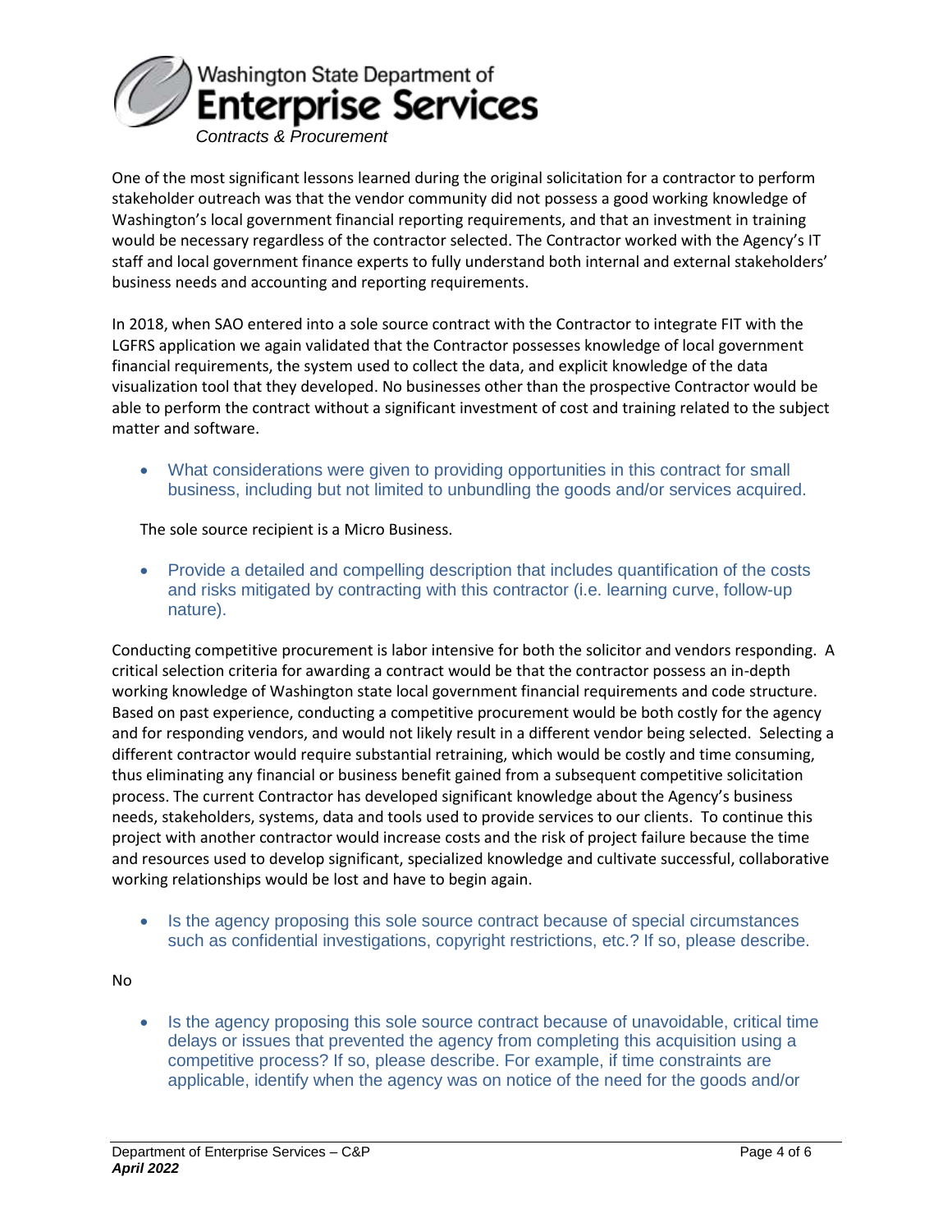One of the most significant lessons learned during the original solicitation for a contractor to perform stakeholder outreach was that the vendor community did not possess a good working knowledge of Washington's local government financial reporting requirements, and that an investment in training would be necessary regardless of the contractor selected. The Contractor worked with the Agency's IT staff and local government finance experts to fully understand both internal and external stakeholders' business needs and accounting and reporting requirements.

In 2018, when SAO entered into a sole source contract with the Contractor to integrate FIT with the LGFRS application we again validated that the Contractor possesses knowledge of local government financial requirements, the system used to collect the data, and explicit knowledge of the data visualization tool that they developed. No businesses other than the prospective Contractor would be able to perform the contract without a significant investment of cost and training related to the subject matter and software.

- What considerations were given to providing opportunities in this contract for small business, including but not limited to unbundling the goods and/or services acquired.

The sole source recipient is a Micro Business.

- Provide a detailed and compelling description that includes quantification of the costs and risks mitigated by contracting with this contractor (i.e. learning curve, follow-up nature).

Conducting competitive procurement is labor intensive for both the solicitor and vendors responding. A critical selection criteria for awarding a contract would be that the contractor possess an in-depth working knowledge of Washington state local government financial requirements and code structure. Based on past experience, conducting a competitive procurement would be both costly for the agency and for responding vendors, and would not likely result in a different vendor being selected. Selecting a different contractor would require substantial retraining, which would be costly and time consuming, thus eliminating any financial or business benefit gained from a subsequent competitive solicitation process. The current Contractor has developed significant knowledge about the Agency's business needs, stakeholders, systems, data and tools used to provide services to our clients. To continue this project with another contractor would increase costs and the risk of project failure because the time and resources used to develop significant, specialized knowledge and cultivate successful, collaborative working relationships would be lost and have to begin again.

- Is the agency proposing this sole source contract because of special circumstances such as confidential investigations, copyright restrictions, etc.? If so, please describe.

No

- Is the agency proposing this sole source contract because of unavoidable, critical time delays or issues that prevented the agency from completing this acquisition using a competitive process? If so, please describe. For example, if time constraints are applicable, identify when the agency was on notice of the need for the goods and/or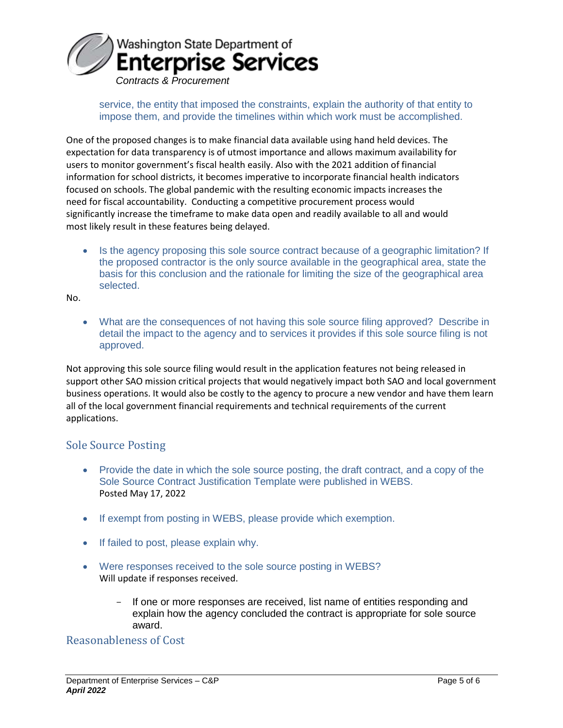service, the entity that imposed the constraints, explain the authority of that entity to impose them, and provide the timelines within which work must be accomplished.

One of the proposed changes is to make financial data available using hand held devices. The expectation for data transparency is of utmost importance and allows maximum availability for users to monitor government's fiscal health easily. Also with the 2021 addition of financial information for school districts, it becomes imperative to incorporate financial health indicators focused on schools. The global pandemic with the resulting economic impacts increases the need for fiscal accountability. Conducting a competitive procurement process would significantly increase the timeframe to make data open and readily available to all and would most likely result in these features being delayed.

- Is the agency proposing this sole source contract because of a geographic limitation? If the proposed contractor is the only source available in the geographical area, state the basis for this conclusion and the rationale for limiting the size of the geographical area selected.

No.

- What are the consequences of not having this sole source filing approved? Describe in detail the impact to the agency and to services it provides if this sole source filing is not approved.

Not approving this sole source filing would result in the application features not being released in support other SAO mission critical projects that would negatively impact both SAO and local government business operations. It would also be costly to the agency to procure a new vendor and have them learn all of the local government financial requirements and technical requirements of the current applications.

## Sole Source Posting

- Provide the date in which the sole source posting, the draft contract, and a copy of the Sole Source Contract Justification Template were published in WEBS.
  Posted May 17, 2022

- If exempt from posting in WEBS, please provide which exemption.

- If failed to post, please explain why.

- Were responses received to the sole source posting in WEBS?
  Will update if responses received.

  - If one or more responses are received, list name of entities responding and explain how the agency concluded the contract is appropriate for sole source award.

## Reasonableness of Cost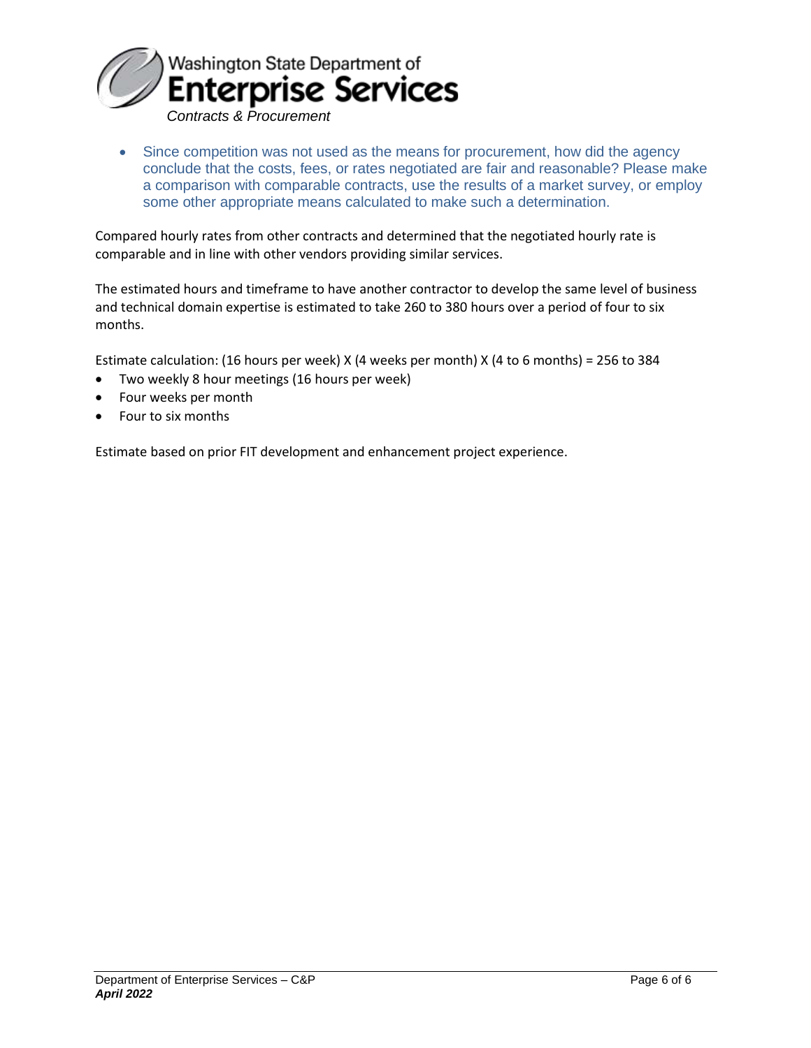- Since competition was not used as the means for procurement, how did the agency conclude that the costs, fees, or rates negotiated are fair and reasonable? Please make a comparison with comparable contracts, use the results of a market survey, or employ some other appropriate means calculated to make such a determination.

Compared hourly rates from other contracts and determined that the negotiated hourly rate is comparable and in line with other vendors providing similar services.

The estimated hours and timeframe to have another contractor to develop the same level of business and technical domain expertise is estimated to take 260 to 380 hours over a period of four to six months.

Estimate calculation: (16 hours per week) X (4 weeks per month) X (4 to 6 months) = 256 to 384

- Two weekly 8 hour meetings (16 hours per week)
- Four weeks per month
- Four to six months

Estimate based on prior FIT development and enhancement project experience.